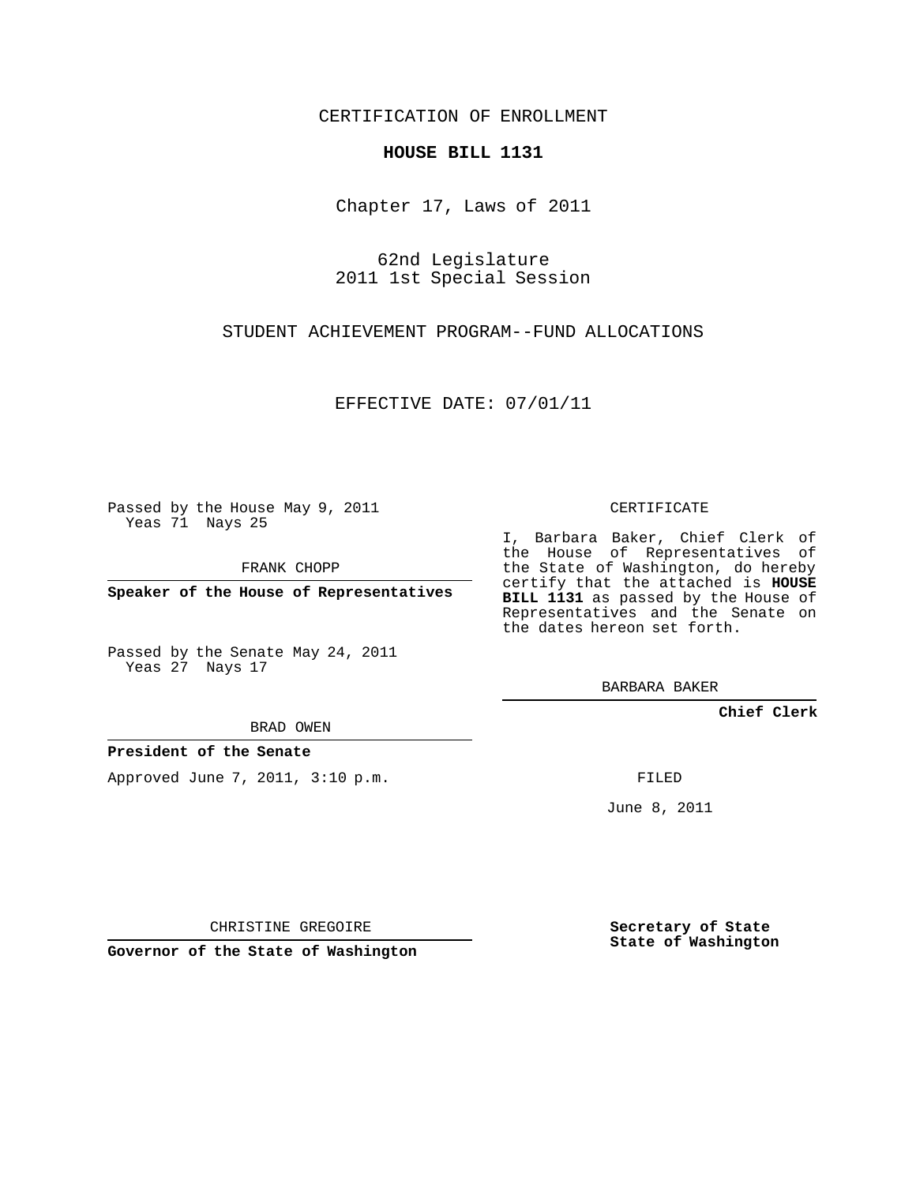CERTIFICATION OF ENROLLMENT

**HOUSE BILL 1131**

Chapter 17, Laws of 2011

62nd Legislature
2011 1st Special Session

STUDENT ACHIEVEMENT PROGRAM--FUND ALLOCATIONS

EFFECTIVE DATE: 07/01/11

Passed by the House May 9, 2011
Yeas 71 Nays 25

FRANK CHOPP

**Speaker of the House of Representatives**

Passed by the Senate May 24, 2011
Yeas 27 Nays 17

BRAD OWEN

**President of the Senate**

Approved June 7, 2011, 3:10 p.m.

CHRISTINE GREGOIRE

**Governor of the State of Washington**

CERTIFICATE

I, Barbara Baker, Chief Clerk of the House of Representatives of the State of Washington, do hereby certify that the attached is **HOUSE BILL 1131** as passed by the House of Representatives and the Senate on the dates hereon set forth.

BARBARA BAKER

**Chief Clerk**

FILED

June 8, 2011

**Secretary of State**
**State of Washington**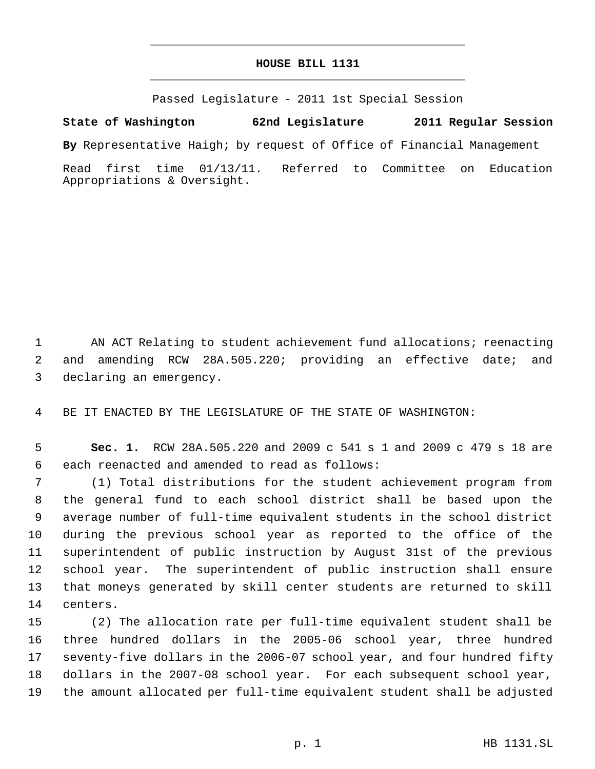# HOUSE BILL 1131

Passed Legislature - 2011 1st Special Session

**State of Washington 62nd Legislature 2011 Regular Session**

**By** Representative Haigh; by request of Office of Financial Management

Read first time 01/13/11. Referred to Committee on Education Appropriations & Oversight.

AN ACT Relating to student achievement fund allocations; reenacting and amending RCW 28A.505.220; providing an effective date; and declaring an emergency.

BE IT ENACTED BY THE LEGISLATURE OF THE STATE OF WASHINGTON:

**Sec. 1.** RCW 28A.505.220 and 2009 c 541 s 1 and 2009 c 479 s 18 are each reenacted and amended to read as follows:

(1) Total distributions for the student achievement program from the general fund to each school district shall be based upon the average number of full-time equivalent students in the school district during the previous school year as reported to the office of the superintendent of public instruction by August 31st of the previous school year. The superintendent of public instruction shall ensure that moneys generated by skill center students are returned to skill centers.

(2) The allocation rate per full-time equivalent student shall be three hundred dollars in the 2005-06 school year, three hundred seventy-five dollars in the 2006-07 school year, and four hundred fifty dollars in the 2007-08 school year. For each subsequent school year, the amount allocated per full-time equivalent student shall be adjusted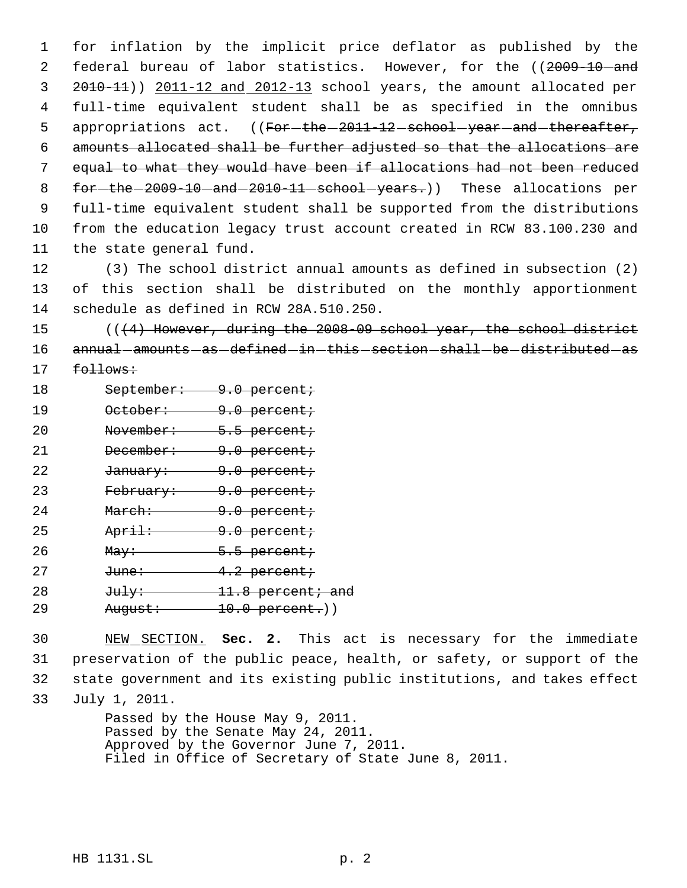for inflation by the implicit price deflator as published by the federal bureau of labor statistics. However, for the ((~~2009-10 and 2010-11~~)) <u>2011-12 and 2012-13</u> school years, the amount allocated per full-time equivalent student shall be as specified in the omnibus appropriations act. ((~~For the 2011-12 school year and thereafter, amounts allocated shall be further adjusted so that the allocations are equal to what they would have been if allocations had not been reduced for the 2009-10 and 2010-11 school years.~~)) These allocations per full-time equivalent student shall be supported from the distributions from the education legacy trust account created in RCW 83.100.230 and the state general fund.

(3) The school district annual amounts as defined in subsection (2) of this section shall be distributed on the monthly apportionment schedule as defined in RCW 28A.510.250.

((~~(4) However, during the 2008-09 school year, the school district annual amounts as defined in this section shall be distributed as follows:~~

| | |
|---|---|
| ~~September:~~ | ~~9.0 percent;~~ |
| ~~October:~~ | ~~9.0 percent;~~ |
| ~~November:~~ | ~~5.5 percent;~~ |
| ~~December:~~ | ~~9.0 percent;~~ |
| ~~January:~~ | ~~9.0 percent;~~ |
| ~~February:~~ | ~~9.0 percent;~~ |
| ~~March:~~ | ~~9.0 percent;~~ |
| ~~April:~~ | ~~9.0 percent;~~ |
| ~~May:~~ | ~~5.5 percent;~~ |
| ~~June:~~ | ~~4.2 percent;~~ |
| ~~July:~~ | ~~11.8 percent; and~~ |
| ~~August:~~ | ~~10.0 percent.~~)) |

<u>NEW SECTION.</u> **Sec. 2.** This act is necessary for the immediate preservation of the public peace, health, or safety, or support of the state government and its existing public institutions, and takes effect July 1, 2011.

Passed by the House May 9, 2011.
Passed by the Senate May 24, 2011.
Approved by the Governor June 7, 2011.
Filed in Office of Secretary of State June 8, 2011.